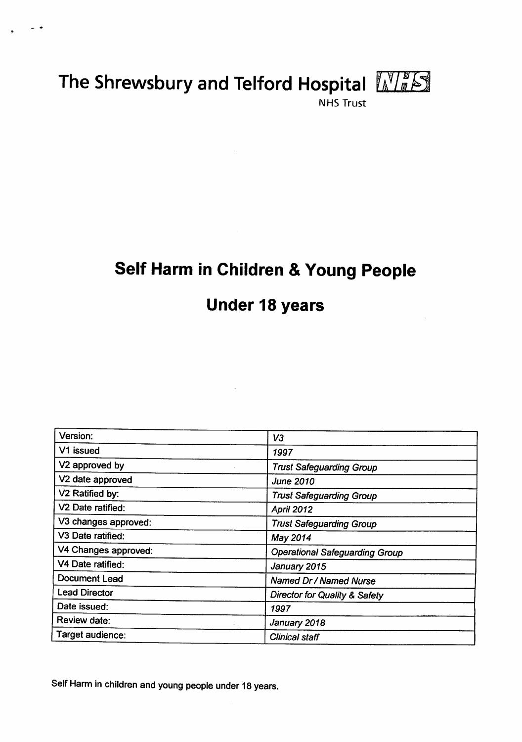The Shrewsbury and Telford Hospital NHS

NHS Trust

# Self Harm in Children & Young People

# Under 18 years

| Version: | *V3* |
|---|---|
| V1 issued | *1997* |
| V2 approved by | *Trust Safeguarding Group* |
| V2 date approved | *June 2010* |
| V2 Ratified by: | *Trust Safeguarding Group* |
| V2 Date ratified: | *April 2012* |
| V3 changes approved: | *Trust Safeguarding Group* |
| V3 Date ratified: | *May 2014* |
| V4 Changes approved: | *Operational Safeguarding Group* |
| V4 Date ratified: | *January 2015* |
| Document Lead | *Named Dr / Named Nurse* |
| Lead Director | *Director for Quality & Safety* |
| Date issued: | *1997* |
| Review date: | *January 2018* |
| Target audience: | *Clinical staff* |

Self Harm in children and young people under 18 years.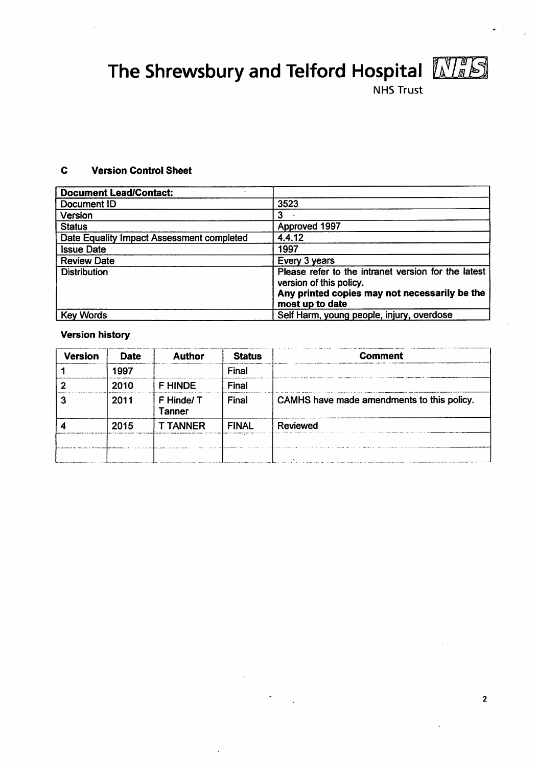# The Shrewsbury and Telford Hospital NHS Trust

## C Version Control Sheet

| Document Lead/Contact: | |
|---|---|
| Document ID | 3523 |
| Version | 3 |
| Status | Approved 1997 |
| Date Equality Impact Assessment completed | 4.4.12 |
| Issue Date | 1997 |
| Review Date | Every 3 years |
| Distribution | Please refer to the intranet version for the latest version of this policy. **Any printed copies may not necessarily be the most up to date** |
| Key Words | Self Harm, young people, injury, overdose |

**Version history**

| Version | Date | Author | Status | Comment |
|---|---|---|---|---|
| 1 | 1997 | | Final | |
| 2 | 2010 | F HINDE | Final | |
| 3 | 2011 | F Hinde/ T Tanner | Final | CAMHS have made amendments to this policy. |
| 4 | 2015 | T TANNER | FINAL | Reviewed |
| | | | | |
| | | | | |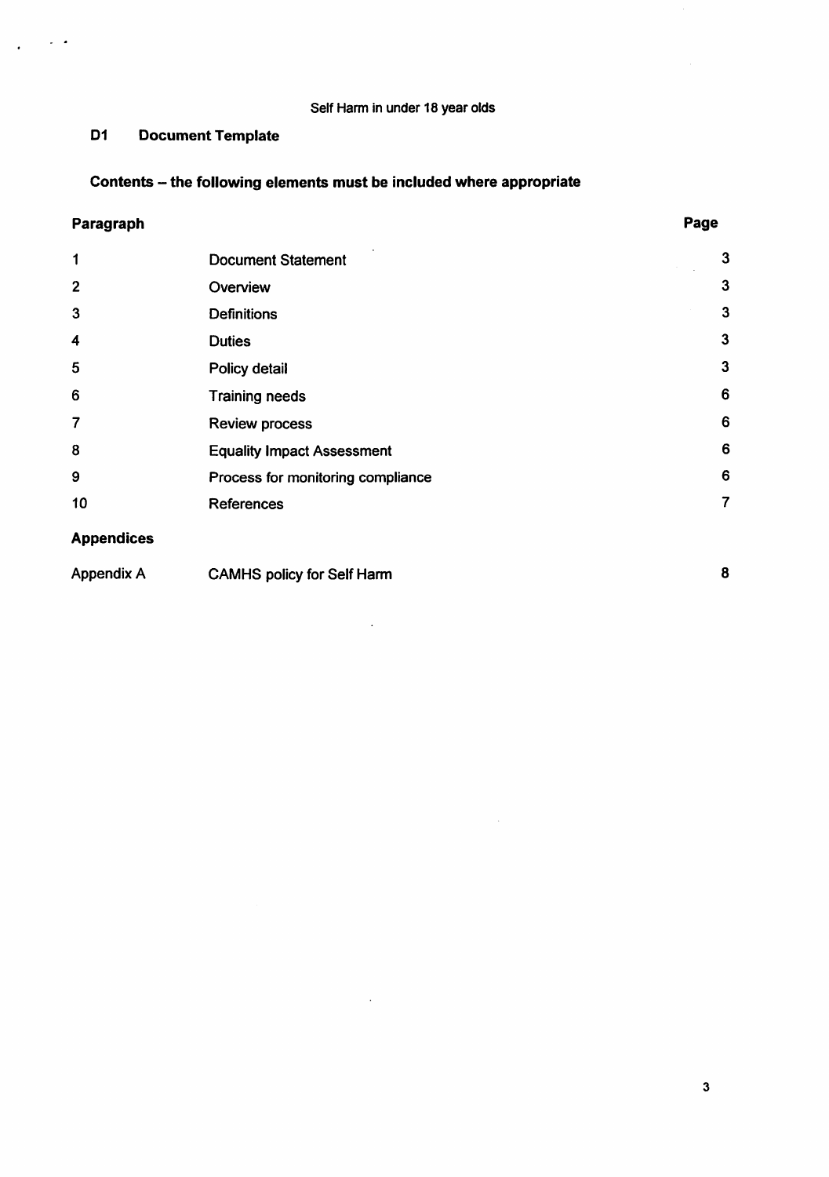Self Harm in under 18 year olds

## D1 Document Template

### Contents – the following elements must be included where appropriate

| Paragraph | | Page |
|---|---|---|
| 1 | Document Statement | 3 |
| 2 | Overview | 3 |
| 3 | Definitions | 3 |
| 4 | Duties | 3 |
| 5 | Policy detail | 3 |
| 6 | Training needs | 6 |
| 7 | Review process | 6 |
| 8 | Equality Impact Assessment | 6 |
| 9 | Process for monitoring compliance | 6 |
| 10 | References | 7 |
| **Appendices** | | |
| Appendix A | CAMHS policy for Self Harm | 8 |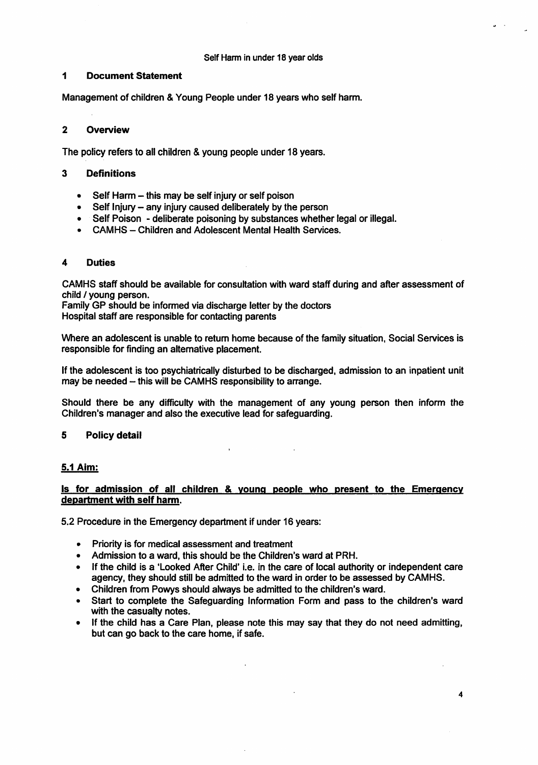Self Harm in under 18 year olds

## 1 Document Statement

Management of children & Young People under 18 years who self harm.

## 2 Overview

The policy refers to all children & young people under 18 years.

## 3 Definitions

- Self Harm – this may be self injury or self poison
- Self Injury – any injury caused deliberately by the person
- Self Poison - deliberate poisoning by substances whether legal or illegal.
- CAMHS – Children and Adolescent Mental Health Services.

## 4 Duties

CAMHS staff should be available for consultation with ward staff during and after assessment of child / young person.
Family GP should be informed via discharge letter by the doctors
Hospital staff are responsible for contacting parents

Where an adolescent is unable to return home because of the family situation, Social Services is responsible for finding an alternative placement.

If the adolescent is too psychiatrically disturbed to be discharged, admission to an inpatient unit may be needed – this will be CAMHS responsibility to arrange.

Should there be any difficulty with the management of any young person then inform the Children's manager and also the executive lead for safeguarding.

## 5 Policy detail

### 5.1 Aim:

**Is for admission of all children & young people who present to the Emergency department with self harm.**

5.2 Procedure in the Emergency department if under 16 years:

- Priority is for medical assessment and treatment
- Admission to a ward, this should be the Children's ward at PRH.
- If the child is a 'Looked After Child' i.e. in the care of local authority or independent care agency, they should still be admitted to the ward in order to be assessed by CAMHS.
- Children from Powys should always be admitted to the children's ward.
- Start to complete the Safeguarding Information Form and pass to the children's ward with the casualty notes.
- If the child has a Care Plan, please note this may say that they do not need admitting, but can go back to the care home, if safe.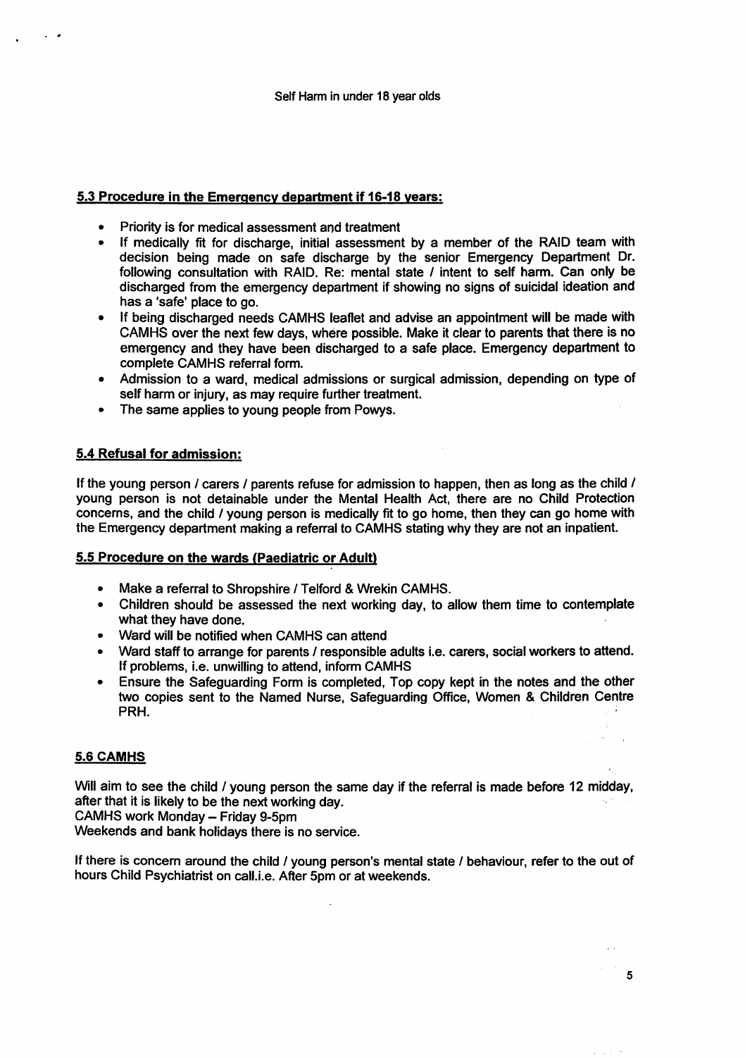### 5.3 Procedure in the Emergency department if 16-18 years:

- Priority is for medical assessment and treatment
- If medically fit for discharge, initial assessment by a member of the RAID team with decision being made on safe discharge by the senior Emergency Department Dr. following consultation with RAID. Re: mental state / intent to self harm. Can only be discharged from the emergency department if showing no signs of suicidal ideation and has a 'safe' place to go.
- If being discharged needs CAMHS leaflet and advise an appointment will be made with CAMHS over the next few days, where possible. Make it clear to parents that there is no emergency and they have been discharged to a safe place. Emergency department to complete CAMHS referral form.
- Admission to a ward, medical admissions or surgical admission, depending on type of self harm or injury, as may require further treatment.
- The same applies to young people from Powys.

### 5.4 Refusal for admission:

If the young person / carers / parents refuse for admission to happen, then as long as the child / young person is not detainable under the Mental Health Act, there are no Child Protection concerns, and the child / young person is medically fit to go home, then they can go home with the Emergency department making a referral to CAMHS stating why they are not an inpatient.

### 5.5 Procedure on the wards (Paediatric or Adult)

- Make a referral to Shropshire / Telford & Wrekin CAMHS.
- Children should be assessed the next working day, to allow them time to contemplate what they have done.
- Ward will be notified when CAMHS can attend
- Ward staff to arrange for parents / responsible adults i.e. carers, social workers to attend. If problems, i.e. unwilling to attend, inform CAMHS
- Ensure the Safeguarding Form is completed, Top copy kept in the notes and the other two copies sent to the Named Nurse, Safeguarding Office, Women & Children Centre PRH.

### 5.6 CAMHS

Will aim to see the child / young person the same day if the referral is made before 12 midday, after that it is likely to be the next working day.
CAMHS work Monday – Friday 9-5pm
Weekends and bank holidays there is no service.

If there is concern around the child / young person's mental state / behaviour, refer to the out of hours Child Psychiatrist on call.i.e. After 5pm or at weekends.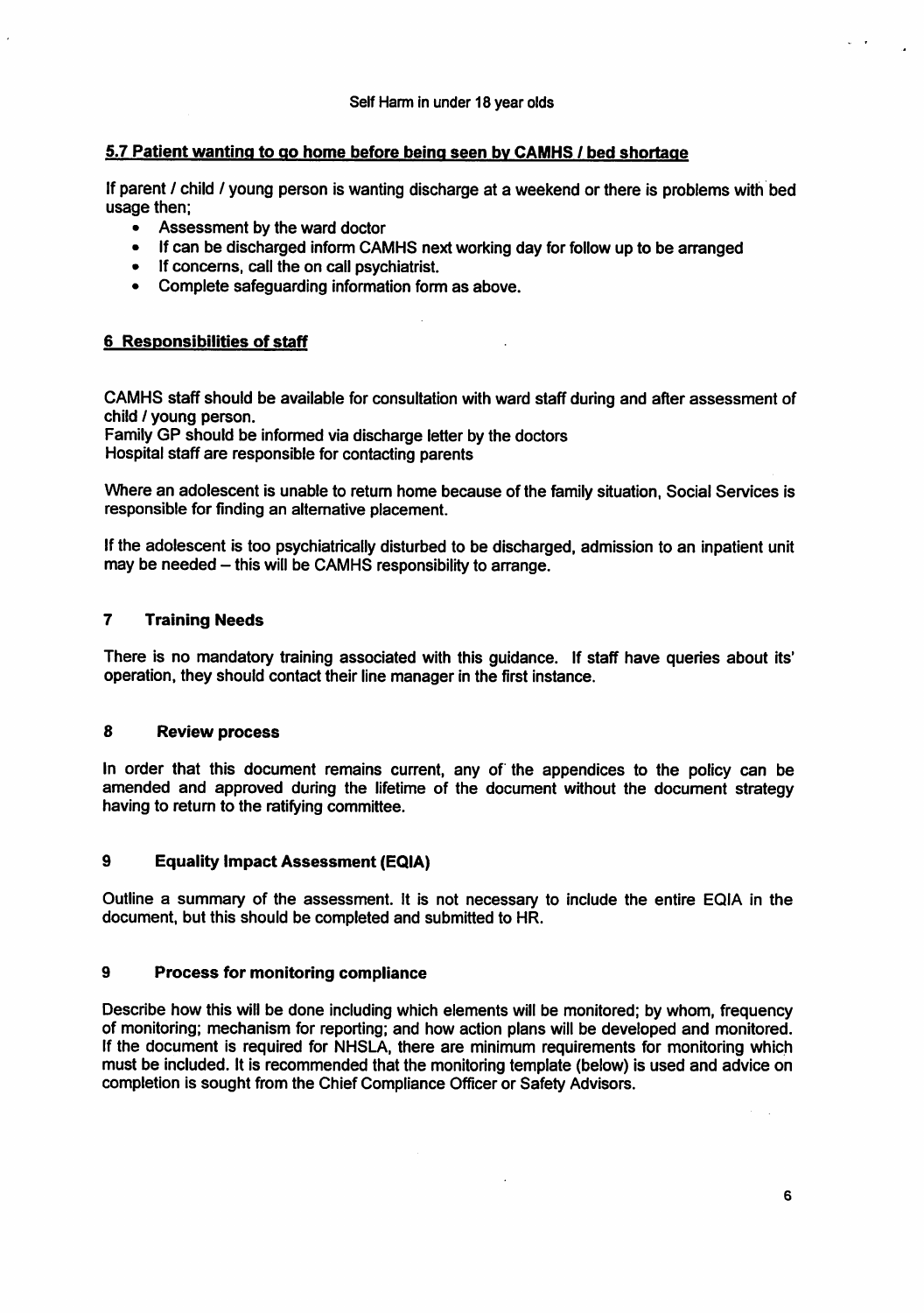## 5.7 Patient wanting to go home before being seen by CAMHS / bed shortage

If parent / child / young person is wanting discharge at a weekend or there is problems with bed usage then;

- Assessment by the ward doctor
- If can be discharged inform CAMHS next working day for follow up to be arranged
- If concerns, call the on call psychiatrist.
- Complete safeguarding information form as above.

## 6 Responsibilities of staff

CAMHS staff should be available for consultation with ward staff during and after assessment of child / young person.
Family GP should be informed via discharge letter by the doctors
Hospital staff are responsible for contacting parents

Where an adolescent is unable to return home because of the family situation, Social Services is responsible for finding an alternative placement.

If the adolescent is too psychiatrically disturbed to be discharged, admission to an inpatient unit may be needed – this will be CAMHS responsibility to arrange.

## 7 Training Needs

There is no mandatory training associated with this guidance. If staff have queries about its' operation, they should contact their line manager in the first instance.

## 8 Review process

In order that this document remains current, any of the appendices to the policy can be amended and approved during the lifetime of the document without the document strategy having to return to the ratifying committee.

## 9 Equality Impact Assessment (EQIA)

Outline a summary of the assessment. It is not necessary to include the entire EQIA in the document, but this should be completed and submitted to HR.

## 9 Process for monitoring compliance

Describe how this will be done including which elements will be monitored; by whom, frequency of monitoring; mechanism for reporting; and how action plans will be developed and monitored. If the document is required for NHSLA, there are minimum requirements for monitoring which must be included. It is recommended that the monitoring template (below) is used and advice on completion is sought from the Chief Compliance Officer or Safety Advisors.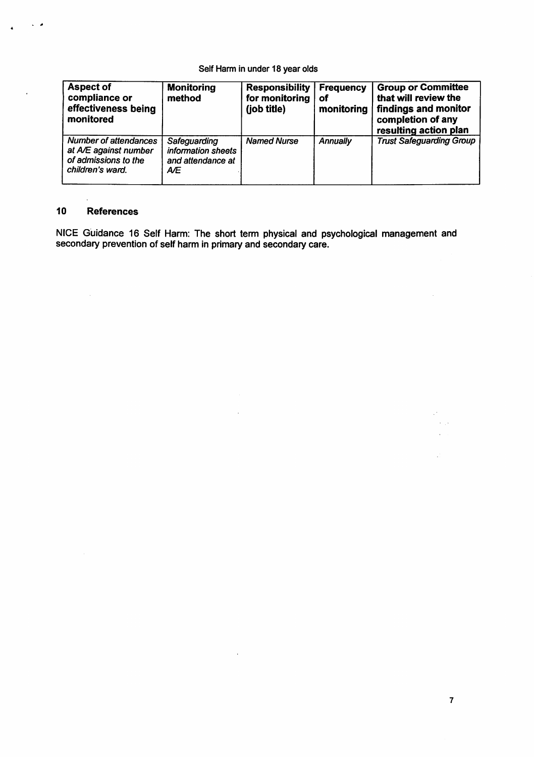Self Harm in under 18 year olds

| Aspect of compliance or effectiveness being monitored | Monitoring method | Responsibility for monitoring (job title) | Frequency of monitoring | Group or Committee that will review the findings and monitor completion of any resulting action plan |
|---|---|---|---|---|
| *Number of attendances at A/E against number of admissions to the children's ward.* | *Safeguarding information sheets and attendance at A/E* | *Named Nurse* | *Annually* | *Trust Safeguarding Group* |

## 10 References

NICE Guidance 16 Self Harm: The short term physical and psychological management and secondary prevention of self harm in primary and secondary care.